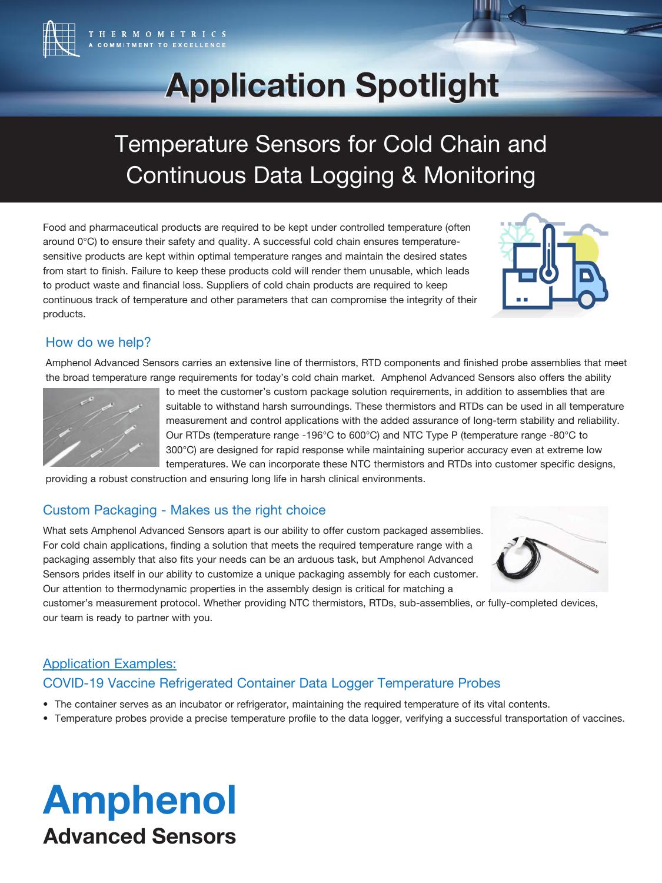THERMOMETRICS
A COMMITMENT TO EXCELLENCE

# Application Spotlight

## Temperature Sensors for Cold Chain and Continuous Data Logging & Monitoring

Food and pharmaceutical products are required to be kept under controlled temperature (often around 0°C) to ensure their safety and quality. A successful cold chain ensures temperature-sensitive products are kept within optimal temperature ranges and maintain the desired states from start to finish. Failure to keep these products cold will render them unusable, which leads to product waste and financial loss. Suppliers of cold chain products are required to keep continuous track of temperature and other parameters that can compromise the integrity of their products.

### How do we help?

Amphenol Advanced Sensors carries an extensive line of thermistors, RTD components and finished probe assemblies that meet the broad temperature range requirements for today's cold chain market. Amphenol Advanced Sensors also offers the ability to meet the customer's custom package solution requirements, in addition to assemblies that are suitable to withstand harsh surroundings. These thermistors and RTDs can be used in all temperature measurement and control applications with the added assurance of long-term stability and reliability. Our RTDs (temperature range -196°C to 600°C) and NTC Type P (temperature range -80°C to 300°C) are designed for rapid response while maintaining superior accuracy even at extreme low temperatures. We can incorporate these NTC thermistors and RTDs into customer specific designs, providing a robust construction and ensuring long life in harsh clinical environments.

### Custom Packaging - Makes us the right choice

What sets Amphenol Advanced Sensors apart is our ability to offer custom packaged assemblies. For cold chain applications, finding a solution that meets the required temperature range with a packaging assembly that also fits your needs can be an arduous task, but Amphenol Advanced Sensors prides itself in our ability to customize a unique packaging assembly for each customer. Our attention to thermodynamic properties in the assembly design is critical for matching a customer's measurement protocol. Whether providing NTC thermistors, RTDs, sub-assemblies, or fully-completed devices, our team is ready to partner with you.

### Application Examples:

### COVID-19 Vaccine Refrigerated Container Data Logger Temperature Probes

- The container serves as an incubator or refrigerator, maintaining the required temperature of its vital contents.
- Temperature probes provide a precise temperature profile to the data logger, verifying a successful transportation of vaccines.

**Amphenol**
**Advanced Sensors**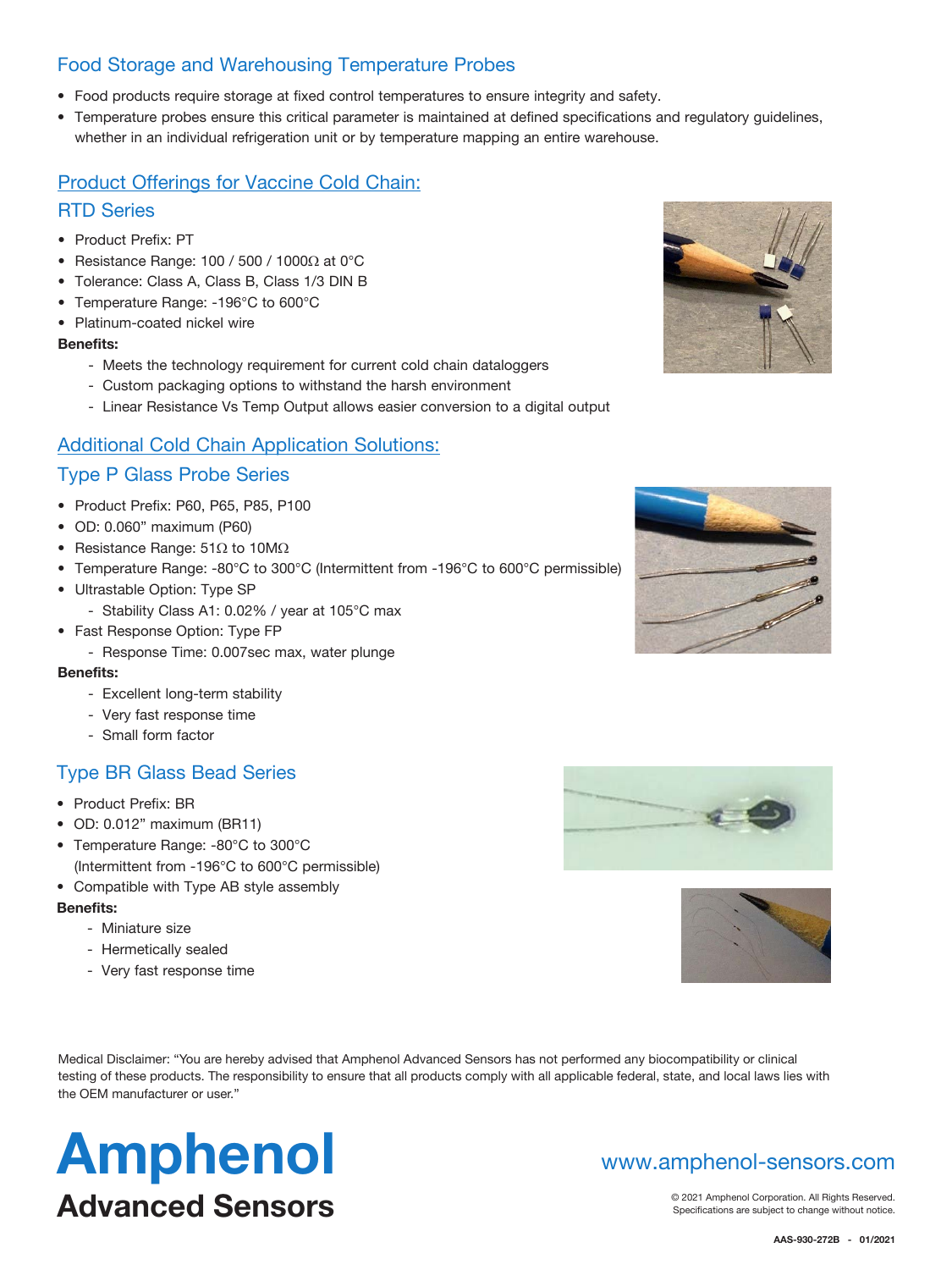## Food Storage and Warehousing Temperature Probes

- Food products require storage at fixed control temperatures to ensure integrity and safety.
- Temperature probes ensure this critical parameter is maintained at defined specifications and regulatory guidelines, whether in an individual refrigeration unit or by temperature mapping an entire warehouse.

## Product Offerings for Vaccine Cold Chain:

### RTD Series

- Product Prefix: PT
- Resistance Range: 100 / 500 / 1000Ω at 0°C
- Tolerance: Class A, Class B, Class 1/3 DIN B
- Temperature Range: -196°C to 600°C
- Platinum-coated nickel wire

**Benefits:**

- Meets the technology requirement for current cold chain dataloggers
- Custom packaging options to withstand the harsh environment
- Linear Resistance Vs Temp Output allows easier conversion to a digital output

## Additional Cold Chain Application Solutions:

### Type P Glass Probe Series

- Product Prefix: P60, P65, P85, P100
- OD: 0.060" maximum (P60)
- Resistance Range: 51Ω to 10MΩ
- Temperature Range: -80°C to 300°C (Intermittent from -196°C to 600°C permissible)
- Ultrastable Option: Type SP
  - Stability Class A1: 0.02% / year at 105°C max
- Fast Response Option: Type FP
  - Response Time: 0.007sec max, water plunge

**Benefits:**

- Excellent long-term stability
- Very fast response time
- Small form factor

### Type BR Glass Bead Series

- Product Prefix: BR
- OD: 0.012" maximum (BR11)
- Temperature Range: -80°C to 300°C (Intermittent from -196°C to 600°C permissible)
- Compatible with Type AB style assembly

**Benefits:**

- Miniature size
- Hermetically sealed
- Very fast response time

Medical Disclaimer: "You are hereby advised that Amphenol Advanced Sensors has not performed any biocompatibility or clinical testing of these products. The responsibility to ensure that all products comply with all applicable federal, state, and local laws lies with the OEM manufacturer or user."

**Amphenol**
**Advanced Sensors**

www.amphenol-sensors.com

© 2021 Amphenol Corporation. All Rights Reserved.
Specifications are subject to change without notice.

AAS-930-272B - 01/2021